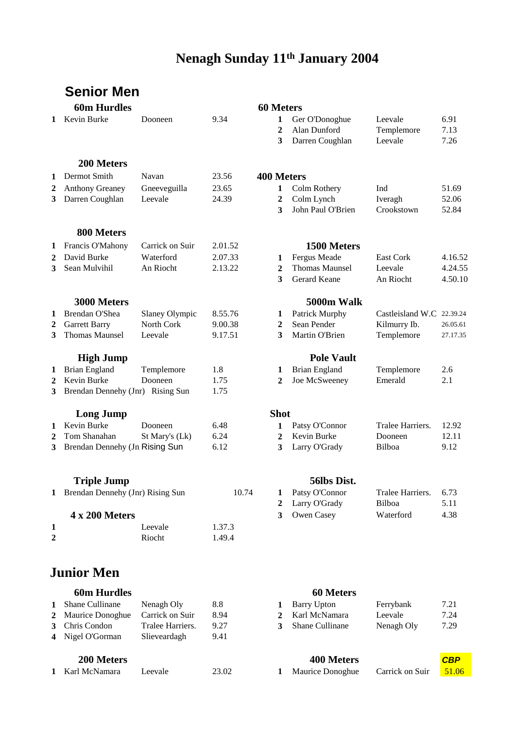# Nenagh Sunday 11th January 2004

## Senior Men

### 60m Hurdles

| | | | |
|---|---|---|---|
| 1 | Kevin Burke | Dooneen | 9.34 |

### 60 Meters

| | | | |
|---|---|---|---|
| 1 | Ger O'Donoghue | Leevale | 6.91 |
| 2 | Alan Dunford | Templemore | 7.13 |
| 3 | Darren Coughlan | Leevale | 7.26 |

### 200 Meters

| | | | |
|---|---|---|---|
| 1 | Dermot Smith | Navan | 23.56 |
| 2 | Anthony Greaney | Gneeveguilla | 23.65 |
| 3 | Darren Coughlan | Leevale | 24.39 |

### 400 Meters

| | | | |
|---|---|---|---|
| 1 | Colm Rothery | Ind | 51.69 |
| 2 | Colm Lynch | Iveragh | 52.06 |
| 3 | John Paul O'Brien | Crookstown | 52.84 |

### 800 Meters

| | | | |
|---|---|---|---|
| 1 | Francis O'Mahony | Carrick on Suir | 2.01.52 |
| 2 | David Burke | Waterford | 2.07.33 |
| 3 | Sean Mulvihil | An Riocht | 2.13.22 |

### 1500 Meters

| | | | |
|---|---|---|---|
| 1 | Fergus Meade | East Cork | 4.16.52 |
| 2 | Thomas Maunsel | Leevale | 4.24.55 |
| 3 | Gerard Keane | An Riocht | 4.50.10 |

### 3000 Meters

| | | | |
|---|---|---|---|
| 1 | Brendan O'Shea | Slaney Olympic | 8.55.76 |
| 2 | Garrett Barry | North Cork | 9.00.38 |
| 3 | Thomas Maunsel | Leevale | 9.17.51 |

### 5000m Walk

| | | | |
|---|---|---|---|
| 1 | Patrick Murphy | Castleisland W.C | 22.39.24 |
| 2 | Sean Pender | Kilmurry Ib. | 26.05.61 |
| 3 | Martin O'Brien | Templemore | 27.17.35 |

### High Jump

| | | | |
|---|---|---|---|
| 1 | Brian England | Templemore | 1.8 |
| 2 | Kevin Burke | Dooneen | 1.75 |
| 3 | Brendan Dennehy (Jnr) | Rising Sun | 1.75 |

### Pole Vault

| | | | |
|---|---|---|---|
| 1 | Brian England | Templemore | 2.6 |
| 2 | Joe McSweeney | Emerald | 2.1 |

### Long Jump

| | | | |
|---|---|---|---|
| 1 | Kevin Burke | Dooneen | 6.48 |
| 2 | Tom Shanahan | St Mary's (Lk) | 6.24 |
| 3 | Brendan Dennehy (Jn | Rising Sun | 6.12 |

### Shot

| | | | |
|---|---|---|---|
| 1 | Patsy O'Connor | Tralee Harriers. | 12.92 |
| 2 | Kevin Burke | Dooneen | 12.11 |
| 3 | Larry O'Grady | Bilboa | 9.12 |

### Triple Jump

| | | | |
|---|---|---|---|
| 1 | Brendan Dennehy (Jnr) | Rising Sun | 10.74 |

### 56lbs Dist.

| | | | |
|---|---|---|---|
| 1 | Patsy O'Connor | Tralee Harriers. | 6.73 |
| 2 | Larry O'Grady | Bilboa | 5.11 |
| 3 | Owen Casey | Waterford | 4.38 |

### 4 x 200 Meters

| | | | |
|---|---|---|---|
| 1 | | Leevale | 1.37.3 |
| 2 | | Riocht | 1.49.4 |

## Junior Men

### 60m Hurdles

| | | | |
|---|---|---|---|
| 1 | Shane Cullinane | Nenagh Oly | 8.8 |
| 2 | Maurice Donoghue | Carrick on Suir | 8.94 |
| 3 | Chris Condon | Tralee Harriers. | 9.27 |
| 4 | Nigel O'Gorman | Slieveardagh | 9.41 |

### 60 Meters

| | | | |
|---|---|---|---|
| 1 | Barry Upton | Ferrybank | 7.21 |
| 2 | Karl McNamara | Leevale | 7.24 |
| 3 | Shane Cullinane | Nenagh Oly | 7.29 |

### 200 Meters

| | | | |
|---|---|---|---|
| 1 | Karl McNamara | Leevale | 23.02 |

### 400 Meters

| | | | CBP |
|---|---|---|---|
| 1 | Maurice Donoghue | Carrick on Suir | 51.06 |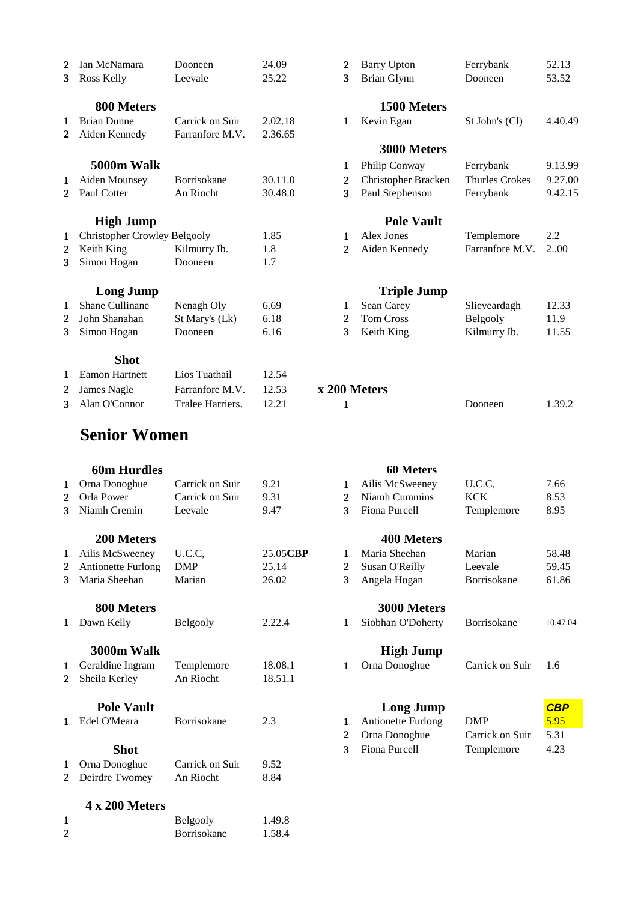| | | | |
|---|---|---|---|
| 2 | Ian McNamara | Dooneen | 24.09 |
| 3 | Ross Kelly | Leevale | 25.22 |

| | | | |
|---|---|---|---|
| 2 | Barry Upton | Ferrybank | 52.13 |
| 3 | Brian Glynn | Dooneen | 53.52 |

### 800 Meters

| | | | |
|---|---|---|---|
| 1 | Brian Dunne | Carrick on Suir | 2.02.18 |
| 2 | Aiden Kennedy | Farranfore M.V. | 2.36.65 |

### 1500 Meters

| | | | |
|---|---|---|---|
| 1 | Kevin Egan | St John's (Cl) | 4.40.49 |

### 3000 Meters

| | | | |
|---|---|---|---|
| 1 | Philip Conway | Ferrybank | 9.13.99 |
| 2 | Christopher Bracken | Thurles Crokes | 9.27.00 |
| 3 | Paul Stephenson | Ferrybank | 9.42.15 |

### 5000m Walk

| | | | |
|---|---|---|---|
| 1 | Aiden Mounsey | Borrisokane | 30.11.0 |
| 2 | Paul Cotter | An Riocht | 30.48.0 |

### High Jump

| | | | |
|---|---|---|---|
| 1 | Christopher Crowley | Belgooly | 1.85 |
| 2 | Keith King | Kilmurry Ib. | 1.8 |
| 3 | Simon Hogan | Dooneen | 1.7 |

### Pole Vault

| | | | |
|---|---|---|---|
| 1 | Alex Jones | Templemore | 2.2 |
| 2 | Aiden Kennedy | Farranfore M.V. | 2..00 |

### Long Jump

| | | | |
|---|---|---|---|
| 1 | Shane Cullinane | Nenagh Oly | 6.69 |
| 2 | John Shanahan | St Mary's (Lk) | 6.18 |
| 3 | Simon Hogan | Dooneen | 6.16 |

### Triple Jump

| | | | |
|---|---|---|---|
| 1 | Sean Carey | Slieveardagh | 12.33 |
| 2 | Tom Cross | Belgooly | 11.9 |
| 3 | Keith King | Kilmurry Ib. | 11.55 |

### Shot

| | | | |
|---|---|---|---|
| 1 | Eamon Hartnett | Lios Tuathail | 12.54 |
| 2 | James Nagle | Farranfore M.V. | 12.53 |
| 3 | Alan O'Connor | Tralee Harriers. | 12.21 |

### x 200 Meters

| | | | |
|---|---|---|---|
| 1 | | Dooneen | 1.39.2 |

## Senior Women

### 60m Hurdles

| | | | |
|---|---|---|---|
| 1 | Orna Donoghue | Carrick on Suir | 9.21 |
| 2 | Orla Power | Carrick on Suir | 9.31 |
| 3 | Niamh Cremin | Leevale | 9.47 |

### 60 Meters

| | | | |
|---|---|---|---|
| 1 | Ailis McSweeney | U.C.C, | 7.66 |
| 2 | Niamh Cummins | KCK | 8.53 |
| 3 | Fiona Purcell | Templemore | 8.95 |

### 200 Meters

| | | | |
|---|---|---|---|
| 1 | Ailis McSweeney | U.C.C, | 25.05**CBP** |
| 2 | Antionette Furlong | DMP | 25.14 |
| 3 | Maria Sheehan | Marian | 26.02 |

### 400 Meters

| | | | |
|---|---|---|---|
| 1 | Maria Sheehan | Marian | 58.48 |
| 2 | Susan O'Reilly | Leevale | 59.45 |
| 3 | Angela Hogan | Borrisokane | 61.86 |

### 800 Meters

| | | | |
|---|---|---|---|
| 1 | Dawn Kelly | Belgooly | 2.22.4 |

### 3000 Meters

| | | | |
|---|---|---|---|
| 1 | Siobhan O'Doherty | Borrisokane | 10.47.04 |

### 3000m Walk

| | | | |
|---|---|---|---|
| 1 | Geraldine Ingram | Templemore | 18.08.1 |
| 2 | Sheila Kerley | An Riocht | 18.51.1 |

### High Jump

| | | | |
|---|---|---|---|
| 1 | Orna Donoghue | Carrick on Suir | 1.6 |

### Pole Vault

| | | | |
|---|---|---|---|
| 1 | Edel O'Meara | Borrisokane | 2.3 |

### Long Jump

| | | | ***CBP*** |
|---|---|---|---|
| 1 | Antionette Furlong | DMP | 5.95 |
| 2 | Orna Donoghue | Carrick on Suir | 5.31 |
| 3 | Fiona Purcell | Templemore | 4.23 |

### Shot

| | | | |
|---|---|---|---|
| 1 | Orna Donoghue | Carrick on Suir | 9.52 |
| 2 | Deirdre Twomey | An Riocht | 8.84 |

### 4 x 200 Meters

| | | | |
|---|---|---|---|
| 1 | | Belgooly | 1.49.8 |
| 2 | | Borrisokane | 1.58.4 |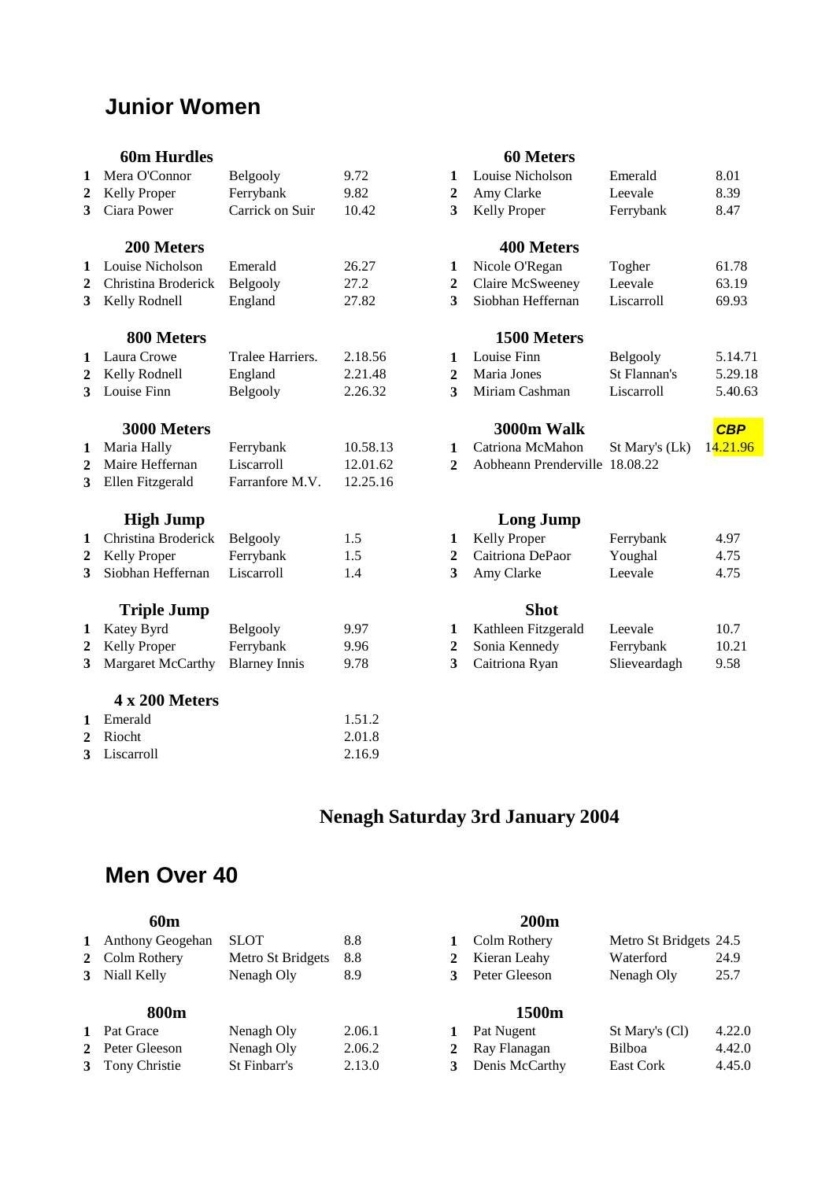## Junior Women

### 60m Hurdles

| | Name | Club | Result |
|---|---|---|---|
| 1 | Mera O'Connor | Belgooly | 9.72 |
| 2 | Kelly Proper | Ferrybank | 9.82 |
| 3 | Ciara Power | Carrick on Suir | 10.42 |

### 60 Meters

| | Name | Club | Result |
|---|---|---|---|
| 1 | Louise Nicholson | Emerald | 8.01 |
| 2 | Amy Clarke | Leevale | 8.39 |
| 3 | Kelly Proper | Ferrybank | 8.47 |

### 200 Meters

| | Name | Club | Result |
|---|---|---|---|
| 1 | Louise Nicholson | Emerald | 26.27 |
| 2 | Christina Broderick | Belgooly | 27.2 |
| 3 | Kelly Rodnell | England | 27.82 |

### 400 Meters

| | Name | Club | Result |
|---|---|---|---|
| 1 | Nicole O'Regan | Togher | 61.78 |
| 2 | Claire McSweeney | Leevale | 63.19 |
| 3 | Siobhan Heffernan | Liscarroll | 69.93 |

### 800 Meters

| | Name | Club | Result |
|---|---|---|---|
| 1 | Laura Crowe | Tralee Harriers. | 2.18.56 |
| 2 | Kelly Rodnell | England | 2.21.48 |
| 3 | Louise Finn | Belgooly | 2.26.32 |

### 1500 Meters

| | Name | Club | Result |
|---|---|---|---|
| 1 | Louise Finn | Belgooly | 5.14.71 |
| 2 | Maria Jones | St Flannan's | 5.29.18 |
| 3 | Miriam Cashman | Liscarroll | 5.40.63 |

### 3000 Meters

| | Name | Club | Result |
|---|---|---|---|
| 1 | Maria Hally | Ferrybank | 10.58.13 |
| 2 | Maire Heffernan | Liscarroll | 12.01.62 |
| 3 | Ellen Fitzgerald | Farranfore M.V. | 12.25.16 |

### 3000m Walk

| | Name | Club | Result |
|---|---|---|---|
| | | | **CBP** |
| 1 | Catriona McMahon | St Mary's (Lk) | 14.21.96 |
| 2 | Aobheann Prenderville | 18.08.22 | |

### High Jump

| | Name | Club | Result |
|---|---|---|---|
| 1 | Christina Broderick | Belgooly | 1.5 |
| 2 | Kelly Proper | Ferrybank | 1.5 |
| 3 | Siobhan Heffernan | Liscarroll | 1.4 |

### Long Jump

| | Name | Club | Result |
|---|---|---|---|
| 1 | Kelly Proper | Ferrybank | 4.97 |
| 2 | Caitriona DePaor | Youghal | 4.75 |
| 3 | Amy Clarke | Leevale | 4.75 |

### Triple Jump

| | Name | Club | Result |
|---|---|---|---|
| 1 | Katey Byrd | Belgooly | 9.97 |
| 2 | Kelly Proper | Ferrybank | 9.96 |
| 3 | Margaret McCarthy | Blarney Innis | 9.78 |

### Shot

| | Name | Club | Result |
|---|---|---|---|
| 1 | Kathleen Fitzgerald | Leevale | 10.7 |
| 2 | Sonia Kennedy | Ferrybank | 10.21 |
| 3 | Caitriona Ryan | Slieveardagh | 9.58 |

### 4 x 200 Meters

| | Club | Result |
|---|---|---|
| 1 | Emerald | 1.51.2 |
| 2 | Riocht | 2.01.8 |
| 3 | Liscarroll | 2.16.9 |

# Nenagh Saturday 3rd January 2004

## Men Over 40

### 60m

| | Name | Club | Result |
|---|---|---|---|
| 1 | Anthony Geogehan | SLOT | 8.8 |
| 2 | Colm Rothery | Metro St Bridgets | 8.8 |
| 3 | Niall Kelly | Nenagh Oly | 8.9 |

### 200m

| | Name | Club | Result |
|---|---|---|---|
| 1 | Colm Rothery | Metro St Bridgets | 24.5 |
| 2 | Kieran Leahy | Waterford | 24.9 |
| 3 | Peter Gleeson | Nenagh Oly | 25.7 |

### 800m

| | Name | Club | Result |
|---|---|---|---|
| 1 | Pat Grace | Nenagh Oly | 2.06.1 |
| 2 | Peter Gleeson | Nenagh Oly | 2.06.2 |
| 3 | Tony Christie | St Finbarr's | 2.13.0 |

### 1500m

| | Name | Club | Result |
|---|---|---|---|
| 1 | Pat Nugent | St Mary's (Cl) | 4.22.0 |
| 2 | Ray Flanagan | Bilboa | 4.42.0 |
| 3 | Denis McCarthy | East Cork | 4.45.0 |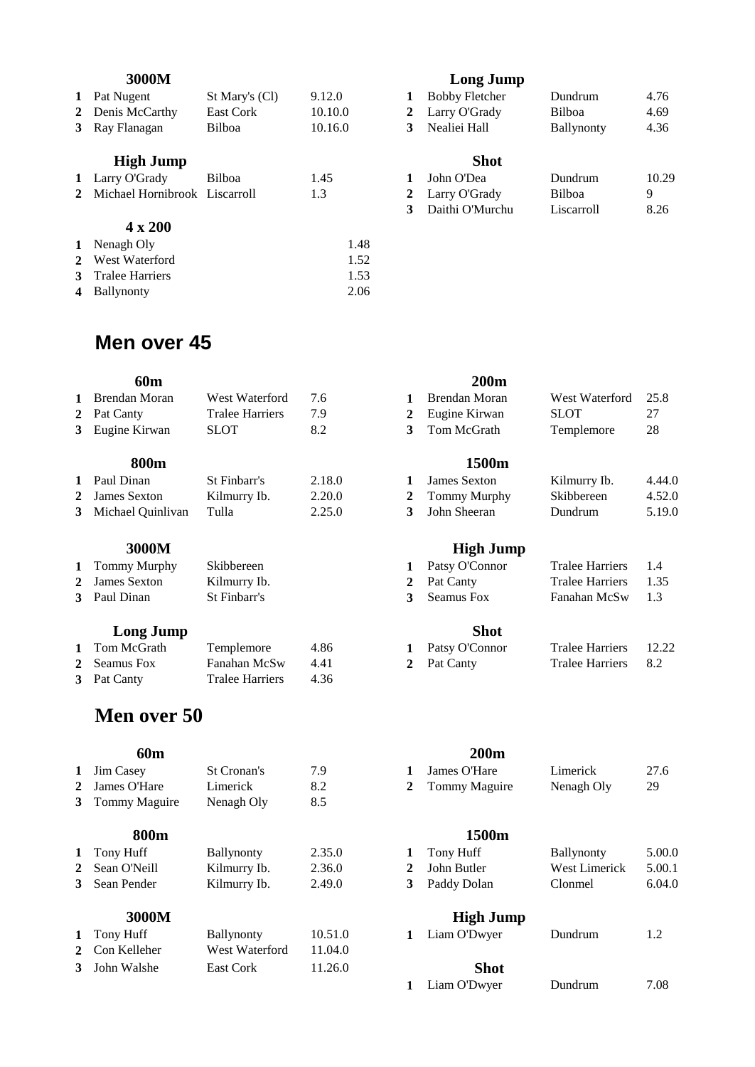### 3000M

| | | | |
|---|---|---|---|
| 1 | Pat Nugent | St Mary's (Cl) | 9.12.0 |
| 2 | Denis McCarthy | East Cork | 10.10.0 |
| 3 | Ray Flanagan | Bilboa | 10.16.0 |

### High Jump

| | | | |
|---|---|---|---|
| 1 | Larry O'Grady | Bilboa | 1.45 |
| 2 | Michael Hornibrook | Liscarroll | 1.3 |

### 4 x 200

| | | |
|---|---|---|
| 1 | Nenagh Oly | 1.48 |
| 2 | West Waterford | 1.52 |
| 3 | Tralee Harriers | 1.53 |
| 4 | Ballynonty | 2.06 |

### Long Jump

| | | | |
|---|---|---|---|
| 1 | Bobby Fletcher | Dundrum | 4.76 |
| 2 | Larry O'Grady | Bilboa | 4.69 |
| 3 | Nealiei Hall | Ballynonty | 4.36 |

### Shot

| | | | |
|---|---|---|---|
| 1 | John O'Dea | Dundrum | 10.29 |
| 2 | Larry O'Grady | Bilboa | 9 |
| 3 | Daithi O'Murchu | Liscarroll | 8.26 |

## Men over 45

### 60m

| | | | |
|---|---|---|---|
| 1 | Brendan Moran | West Waterford | 7.6 |
| 2 | Pat Canty | Tralee Harriers | 7.9 |
| 3 | Eugine Kirwan | SLOT | 8.2 |

### 200m

| | | | |
|---|---|---|---|
| 1 | Brendan Moran | West Waterford | 25.8 |
| 2 | Eugine Kirwan | SLOT | 27 |
| 3 | Tom McGrath | Templemore | 28 |

### 800m

| | | | |
|---|---|---|---|
| 1 | Paul Dinan | St Finbarr's | 2.18.0 |
| 2 | James Sexton | Kilmurry Ib. | 2.20.0 |
| 3 | Michael Quinlivan | Tulla | 2.25.0 |

### 1500m

| | | | |
|---|---|---|---|
| 1 | James Sexton | Kilmurry Ib. | 4.44.0 |
| 2 | Tommy Murphy | Skibbereen | 4.52.0 |
| 3 | John Sheeran | Dundrum | 5.19.0 |

### 3000M

| | | |
|---|---|---|
| 1 | Tommy Murphy | Skibbereen |
| 2 | James Sexton | Kilmurry Ib. |
| 3 | Paul Dinan | St Finbarr's |

### High Jump

| | | | |
|---|---|---|---|
| 1 | Patsy O'Connor | Tralee Harriers | 1.4 |
| 2 | Pat Canty | Tralee Harriers | 1.35 |
| 3 | Seamus Fox | Fanahan McSw | 1.3 |

### Long Jump

| | | | |
|---|---|---|---|
| 1 | Tom McGrath | Templemore | 4.86 |
| 2 | Seamus Fox | Fanahan McSw | 4.41 |
| 3 | Pat Canty | Tralee Harriers | 4.36 |

### Shot

| | | | |
|---|---|---|---|
| 1 | Patsy O'Connor | Tralee Harriers | 12.22 |
| 2 | Pat Canty | Tralee Harriers | 8.2 |

## Men over 50

### 60m

| | | | |
|---|---|---|---|
| 1 | Jim Casey | St Cronan's | 7.9 |
| 2 | James O'Hare | Limerick | 8.2 |
| 3 | Tommy Maguire | Nenagh Oly | 8.5 |

### 200m

| | | | |
|---|---|---|---|
| 1 | James O'Hare | Limerick | 27.6 |
| 2 | Tommy Maguire | Nenagh Oly | 29 |

### 800m

| | | | |
|---|---|---|---|
| 1 | Tony Huff | Ballynonty | 2.35.0 |
| 2 | Sean O'Neill | Kilmurry Ib. | 2.36.0 |
| 3 | Sean Pender | Kilmurry Ib. | 2.49.0 |

### 1500m

| | | | |
|---|---|---|---|
| 1 | Tony Huff | Ballynonty | 5.00.0 |
| 2 | John Butler | West Limerick | 5.00.1 |
| 3 | Paddy Dolan | Clonmel | 6.04.0 |

### 3000M

| | | | |
|---|---|---|---|
| 1 | Tony Huff | Ballynonty | 10.51.0 |
| 2 | Con Kelleher | West Waterford | 11.04.0 |
| 3 | John Walshe | East Cork | 11.26.0 |

### High Jump

| | | | |
|---|---|---|---|
| 1 | Liam O'Dwyer | Dundrum | 1.2 |

### Shot

| | | | |
|---|---|---|---|
| 1 | Liam O'Dwyer | Dundrum | 7.08 |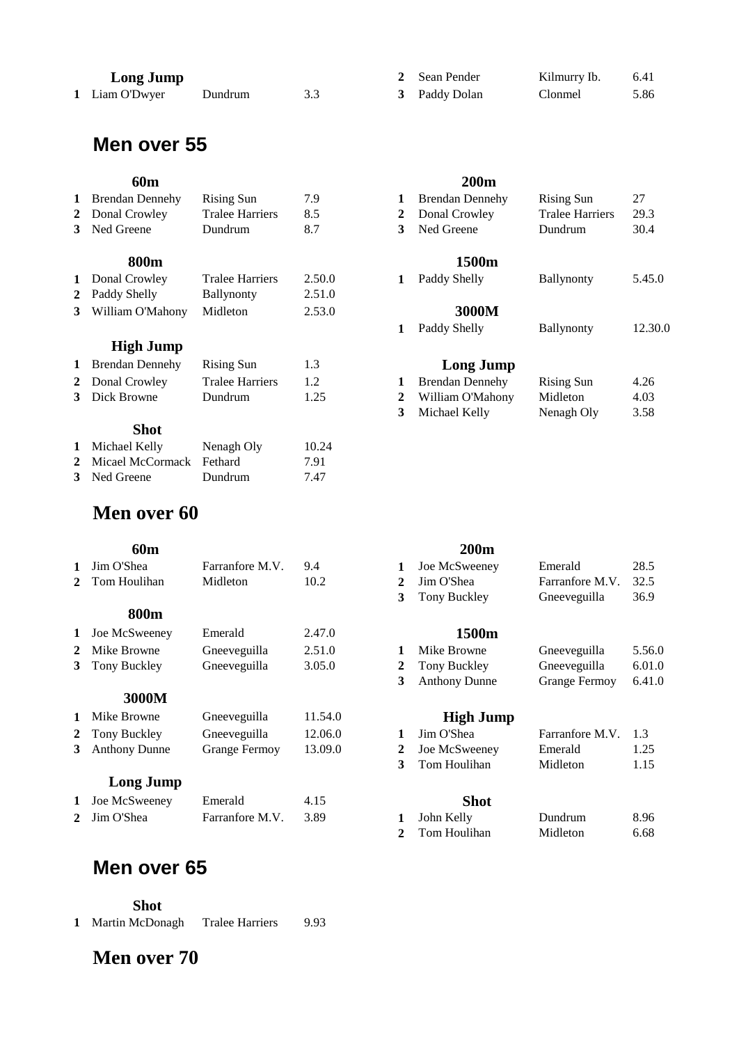### Long Jump

| | | | |
|---|---|---|---|
| 1 | Liam O'Dwyer | Dundrum | 3.3 |
| 2 | Sean Pender | Kilmurry Ib. | 6.41 |
| 3 | Paddy Dolan | Clonmel | 5.86 |

## Men over 55

### 60m

| | | | |
|---|---|---|---|
| 1 | Brendan Dennehy | Rising Sun | 7.9 |
| 2 | Donal Crowley | Tralee Harriers | 8.5 |
| 3 | Ned Greene | Dundrum | 8.7 |

### 800m

| | | | |
|---|---|---|---|
| 1 | Donal Crowley | Tralee Harriers | 2.50.0 |
| 2 | Paddy Shelly | Ballynonty | 2.51.0 |
| 3 | William O'Mahony | Midleton | 2.53.0 |

### High Jump

| | | | |
|---|---|---|---|
| 1 | Brendan Dennehy | Rising Sun | 1.3 |
| 2 | Donal Crowley | Tralee Harriers | 1.2 |
| 3 | Dick Browne | Dundrum | 1.25 |

### Shot

| | | | |
|---|---|---|---|
| 1 | Michael Kelly | Nenagh Oly | 10.24 |
| 2 | Micael McCormack | Fethard | 7.91 |
| 3 | Ned Greene | Dundrum | 7.47 |

### 200m

| | | | |
|---|---|---|---|
| 1 | Brendan Dennehy | Rising Sun | 27 |
| 2 | Donal Crowley | Tralee Harriers | 29.3 |
| 3 | Ned Greene | Dundrum | 30.4 |

### 1500m

| | | | |
|---|---|---|---|
| 1 | Paddy Shelly | Ballynonty | 5.45.0 |

### 3000M

| | | | |
|---|---|---|---|
| 1 | Paddy Shelly | Ballynonty | 12.30.0 |

### Long Jump

| | | | |
|---|---|---|---|
| 1 | Brendan Dennehy | Rising Sun | 4.26 |
| 2 | William O'Mahony | Midleton | 4.03 |
| 3 | Michael Kelly | Nenagh Oly | 3.58 |

## Men over 60

### 60m

| | | | |
|---|---|---|---|
| 1 | Jim O'Shea | Farranfore M.V. | 9.4 |
| 2 | Tom Houlihan | Midleton | 10.2 |

### 800m

| | | | |
|---|---|---|---|
| 1 | Joe McSweeney | Emerald | 2.47.0 |
| 2 | Mike Browne | Gneeveguilla | 2.51.0 |
| 3 | Tony Buckley | Gneeveguilla | 3.05.0 |

### 3000M

| | | | |
|---|---|---|---|
| 1 | Mike Browne | Gneeveguilla | 11.54.0 |
| 2 | Tony Buckley | Gneeveguilla | 12.06.0 |
| 3 | Anthony Dunne | Grange Fermoy | 13.09.0 |

### Long Jump

| | | | |
|---|---|---|---|
| 1 | Joe McSweeney | Emerald | 4.15 |
| 2 | Jim O'Shea | Farranfore M.V. | 3.89 |

### 200m

| | | | |
|---|---|---|---|
| 1 | Joe McSweeney | Emerald | 28.5 |
| 2 | Jim O'Shea | Farranfore M.V. | 32.5 |
| 3 | Tony Buckley | Gneeveguilla | 36.9 |

### 1500m

| | | | |
|---|---|---|---|
| 1 | Mike Browne | Gneeveguilla | 5.56.0 |
| 2 | Tony Buckley | Gneeveguilla | 6.01.0 |
| 3 | Anthony Dunne | Grange Fermoy | 6.41.0 |

### High Jump

| | | | |
|---|---|---|---|
| 1 | Jim O'Shea | Farranfore M.V. | 1.3 |
| 2 | Joe McSweeney | Emerald | 1.25 |
| 3 | Tom Houlihan | Midleton | 1.15 |

### Shot

| | | | |
|---|---|---|---|
| 1 | John Kelly | Dundrum | 8.96 |
| 2 | Tom Houlihan | Midleton | 6.68 |

## Men over 65

### Shot

| | | | |
|---|---|---|---|
| 1 | Martin McDonagh | Tralee Harriers | 9.93 |

## Men over 70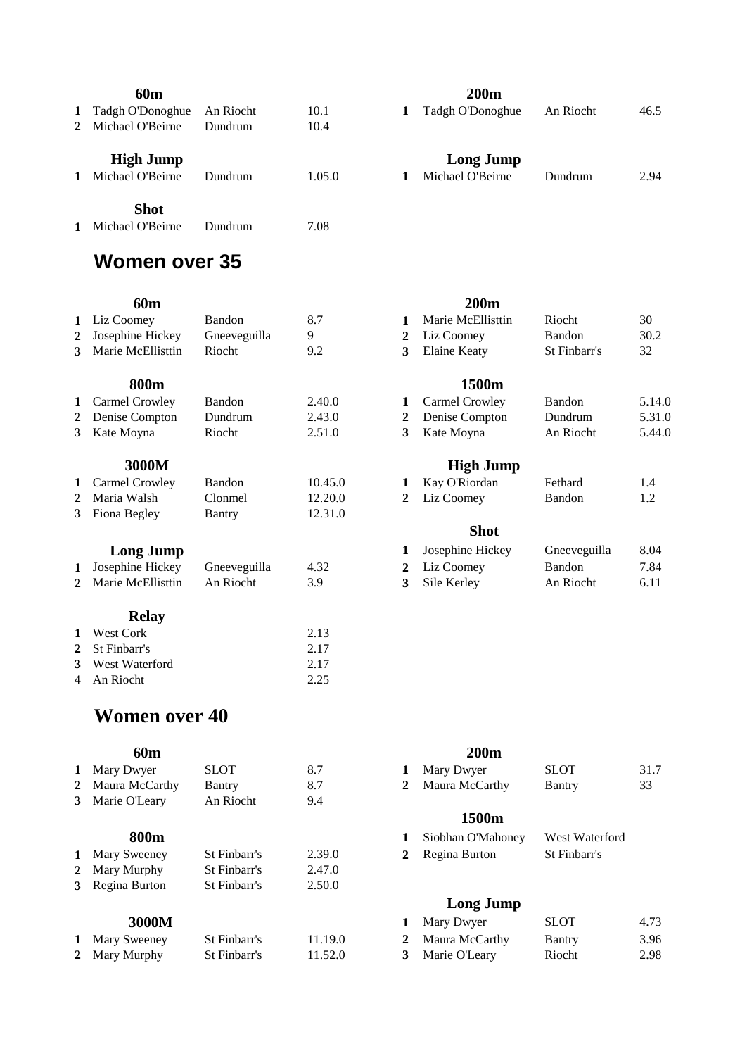### 60m

| | | | |
|---|---|---|---|
| 1 | Tadgh O'Donoghue | An Riocht | 10.1 |
| 2 | Michael O'Beirne | Dundrum | 10.4 |

### 200m

| | | | |
|---|---|---|---|
| 1 | Tadgh O'Donoghue | An Riocht | 46.5 |

### High Jump

| | | | |
|---|---|---|---|
| 1 | Michael O'Beirne | Dundrum | 1.05.0 |

### Long Jump

| | | | |
|---|---|---|---|
| 1 | Michael O'Beirne | Dundrum | 2.94 |

### Shot

| | | | |
|---|---|---|---|
| 1 | Michael O'Beirne | Dundrum | 7.08 |

## Women over 35

### 60m

| | | | |
|---|---|---|---|
| 1 | Liz Coomey | Bandon | 8.7 |
| 2 | Josephine Hickey | Gneeveguilla | 9 |
| 3 | Marie McEllisttin | Riocht | 9.2 |

### 200m

| | | | |
|---|---|---|---|
| 1 | Marie McEllisttin | Riocht | 30 |
| 2 | Liz Coomey | Bandon | 30.2 |
| 3 | Elaine Keaty | St Finbarr's | 32 |

### 800m

| | | | |
|---|---|---|---|
| 1 | Carmel Crowley | Bandon | 2.40.0 |
| 2 | Denise Compton | Dundrum | 2.43.0 |
| 3 | Kate Moyna | Riocht | 2.51.0 |

### 1500m

| | | | |
|---|---|---|---|
| 1 | Carmel Crowley | Bandon | 5.14.0 |
| 2 | Denise Compton | Dundrum | 5.31.0 |
| 3 | Kate Moyna | An Riocht | 5.44.0 |

### 3000M

| | | | |
|---|---|---|---|
| 1 | Carmel Crowley | Bandon | 10.45.0 |
| 2 | Maria Walsh | Clonmel | 12.20.0 |
| 3 | Fiona Begley | Bantry | 12.31.0 |

### High Jump

| | | | |
|---|---|---|---|
| 1 | Kay O'Riordan | Fethard | 1.4 |
| 2 | Liz Coomey | Bandon | 1.2 |

### Shot

| | | | |
|---|---|---|---|
| 1 | Josephine Hickey | Gneeveguilla | 8.04 |
| 2 | Liz Coomey | Bandon | 7.84 |
| 3 | Sile Kerley | An Riocht | 6.11 |

### Long Jump

| | | | |
|---|---|---|---|
| 1 | Josephine Hickey | Gneeveguilla | 4.32 |
| 2 | Marie McEllisttin | An Riocht | 3.9 |

### Relay

| | | |
|---|---|---|
| 1 | West Cork | 2.13 |
| 2 | St Finbarr's | 2.17 |
| 3 | West Waterford | 2.17 |
| 4 | An Riocht | 2.25 |

## Women over 40

### 60m

| | | | |
|---|---|---|---|
| 1 | Mary Dwyer | SLOT | 8.7 |
| 2 | Maura McCarthy | Bantry | 8.7 |
| 3 | Marie O'Leary | An Riocht | 9.4 |

### 200m

| | | | |
|---|---|---|---|
| 1 | Mary Dwyer | SLOT | 31.7 |
| 2 | Maura McCarthy | Bantry | 33 |

### 800m

| | | | |
|---|---|---|---|
| 1 | Mary Sweeney | St Finbarr's | 2.39.0 |
| 2 | Mary Murphy | St Finbarr's | 2.47.0 |
| 3 | Regina Burton | St Finbarr's | 2.50.0 |

### 1500m

| | | |
|---|---|---|
| 1 | Siobhan O'Mahoney | West Waterford |
| 2 | Regina Burton | St Finbarr's |

### 3000M

| | | | |
|---|---|---|---|
| 1 | Mary Sweeney | St Finbarr's | 11.19.0 |
| 2 | Mary Murphy | St Finbarr's | 11.52.0 |

### Long Jump

| | | | |
|---|---|---|---|
| 1 | Mary Dwyer | SLOT | 4.73 |
| 2 | Maura McCarthy | Bantry | 3.96 |
| 3 | Marie O'Leary | Riocht | 2.98 |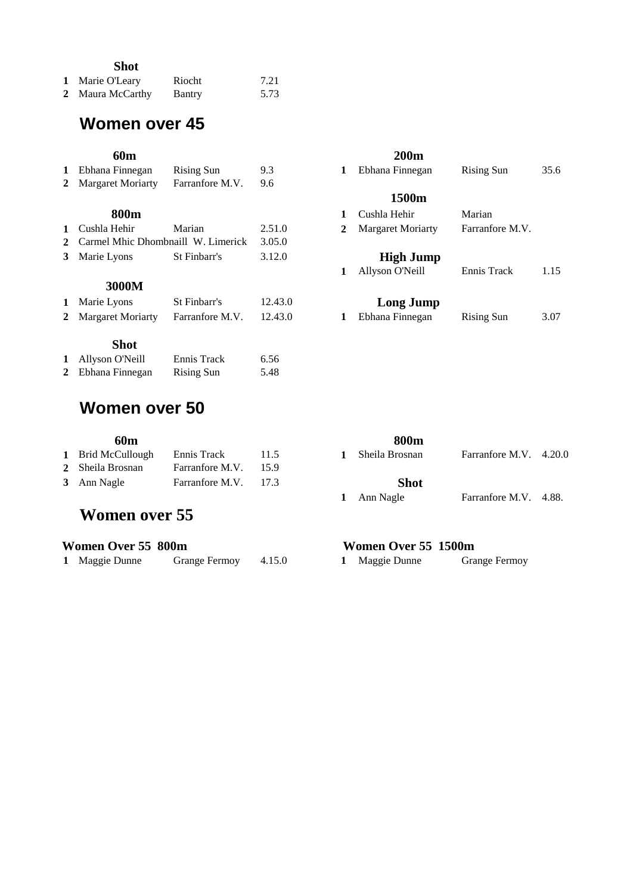### Shot

| | | | |
|---|---|---|---|
| 1 | Marie O'Leary | Riocht | 7.21 |
| 2 | Maura McCarthy | Bantry | 5.73 |

## Women over 45

### 60m

| | | | |
|---|---|---|---|
| 1 | Ebhana Finnegan | Rising Sun | 9.3 |
| 2 | Margaret Moriarty | Farranfore M.V. | 9.6 |

### 800m

| | | | |
|---|---|---|---|
| 1 | Cushla Hehir | Marian | 2.51.0 |
| 2 | Carmel Mhic Dhombnaill | W. Limerick | 3.05.0 |
| 3 | Marie Lyons | St Finbarr's | 3.12.0 |

### 3000M

| | | | |
|---|---|---|---|
| 1 | Marie Lyons | St Finbarr's | 12.43.0 |
| 2 | Margaret Moriarty | Farranfore M.V. | 12.43.0 |

### Shot

| | | | |
|---|---|---|---|
| 1 | Allyson O'Neill | Ennis Track | 6.56 |
| 2 | Ebhana Finnegan | Rising Sun | 5.48 |

### 200m

| | | | |
|---|---|---|---|
| 1 | Ebhana Finnegan | Rising Sun | 35.6 |

### 1500m

| | | |
|---|---|---|
| 1 | Cushla Hehir | Marian |
| 2 | Margaret Moriarty | Farranfore M.V. |

### High Jump

| | | | |
|---|---|---|---|
| 1 | Allyson O'Neill | Ennis Track | 1.15 |

### Long Jump

| | | | |
|---|---|---|---|
| 1 | Ebhana Finnegan | Rising Sun | 3.07 |

## Women over 50

### 60m

| | | | |
|---|---|---|---|
| 1 | Brid McCullough | Ennis Track | 11.5 |
| 2 | Sheila Brosnan | Farranfore M.V. | 15.9 |
| 3 | Ann Nagle | Farranfore M.V. | 17.3 |

### 800m

| | | | |
|---|---|---|---|
| 1 | Sheila Brosnan | Farranfore M.V. | 4.20.0 |

### Shot

| | | | |
|---|---|---|---|
| 1 | Ann Nagle | Farranfore M.V. | 4.88. |

## Women over 55

### Women Over 55 800m

| | | | |
|---|---|---|---|
| 1 | Maggie Dunne | Grange Fermoy | 4.15.0 |

### Women Over 55 1500m

| | | |
|---|---|---|
| 1 | Maggie Dunne | Grange Fermoy |